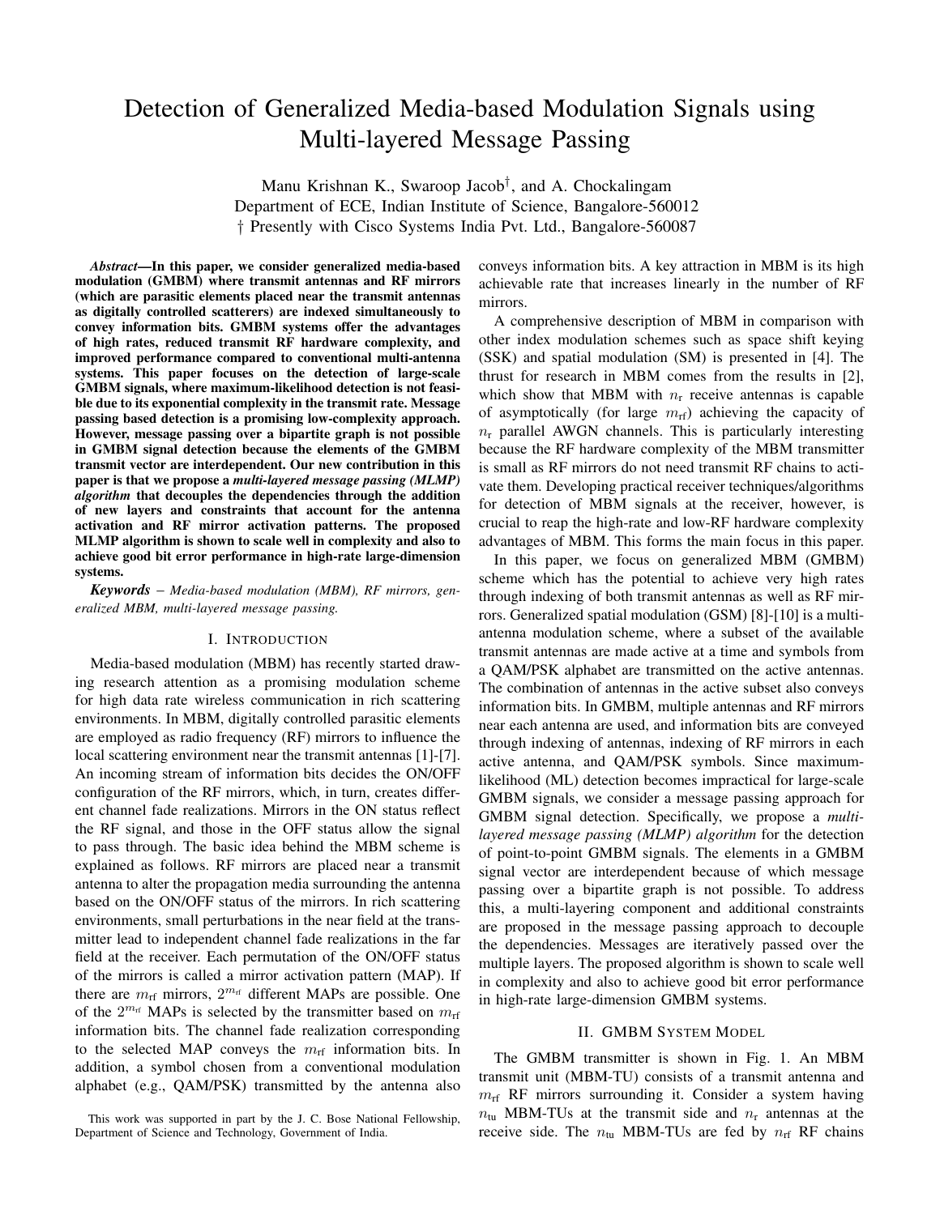# Detection of Generalized Media-based Modulation Signals using Multi-layered Message Passing

Manu Krishnan K., Swaroop Jacob[†], and A. Chockalingam
Department of ECE, Indian Institute of Science, Bangalore-560012
† Presently with Cisco Systems India Pvt. Ltd., Bangalore-560087

***Abstract*—In this paper, we consider generalized media-based modulation (GMBM) where transmit antennas and RF mirrors (which are parasitic elements placed near the transmit antennas as digitally controlled scatterers) are indexed simultaneously to convey information bits. GMBM systems offer the advantages of high rates, reduced transmit RF hardware complexity, and improved performance compared to conventional multi-antenna systems. This paper focuses on the detection of large-scale GMBM signals, where maximum-likelihood detection is not feasible due to its exponential complexity in the transmit rate. Message passing based detection is a promising low-complexity approach. However, message passing over a bipartite graph is not possible in GMBM signal detection because the elements of the GMBM transmit vector are interdependent. Our new contribution in this paper is that we propose a *multi-layered message passing (MLMP) algorithm* that decouples the dependencies through the addition of new layers and constraints that account for the antenna activation and RF mirror activation patterns. The proposed MLMP algorithm is shown to scale well in complexity and also to achieve good bit error performance in high-rate large-dimension systems.**

***Keywords*** – *Media-based modulation (MBM), RF mirrors, generalized MBM, multi-layered message passing.*

## I. Introduction

Media-based modulation (MBM) has recently started drawing research attention as a promising modulation scheme for high data rate wireless communication in rich scattering environments. In MBM, digitally controlled parasitic elements are employed as radio frequency (RF) mirrors to influence the local scattering environment near the transmit antennas [1]-[7]. An incoming stream of information bits decides the ON/OFF configuration of the RF mirrors, which, in turn, creates different channel fade realizations. Mirrors in the ON status reflect the RF signal, and those in the OFF status allow the signal to pass through. The basic idea behind the MBM scheme is explained as follows. RF mirrors are placed near a transmit antenna to alter the propagation media surrounding the antenna based on the ON/OFF status of the mirrors. In rich scattering environments, small perturbations in the near field at the transmitter lead to independent channel fade realizations in the far field at the receiver. Each permutation of the ON/OFF status of the mirrors is called a mirror activation pattern (MAP). If there are $m_{\text{rf}}$ mirrors, $2^{m_{\text{rf}}}$ different MAPs are possible. One of the $2^{m_{\text{rf}}}$ MAPs is selected by the transmitter based on $m_{\text{rf}}$ information bits. The channel fade realization corresponding to the selected MAP conveys the $m_{\text{rf}}$ information bits. In addition, a symbol chosen from a conventional modulation alphabet (e.g., QAM/PSK) transmitted by the antenna also conveys information bits. A key attraction in MBM is its high achievable rate that increases linearly in the number of RF mirrors.

A comprehensive description of MBM in comparison with other index modulation schemes such as space shift keying (SSK) and spatial modulation (SM) is presented in [4]. The thrust for research in MBM comes from the results in [2], which show that MBM with $n_{\text{r}}$ receive antennas is capable of asymptotically (for large $m_{\text{rf}}$) achieving the capacity of $n_{\text{r}}$ parallel AWGN channels. This is particularly interesting because the RF hardware complexity of the MBM transmitter is small as RF mirrors do not need transmit RF chains to activate them. Developing practical receiver techniques/algorithms for detection of MBM signals at the receiver, however, is crucial to reap the high-rate and low-RF hardware complexity advantages of MBM. This forms the main focus in this paper.

In this paper, we focus on generalized MBM (GMBM) scheme which has the potential to achieve very high rates through indexing of both transmit antennas as well as RF mirrors. Generalized spatial modulation (GSM) [8]-[10] is a multi-antenna modulation scheme, where a subset of the available transmit antennas are made active at a time and symbols from a QAM/PSK alphabet are transmitted on the active antennas. The combination of antennas in the active subset also conveys information bits. In GMBM, multiple antennas and RF mirrors near each antenna are used, and information bits are conveyed through indexing of antennas, indexing of RF mirrors in each active antenna, and QAM/PSK symbols. Since maximum-likelihood (ML) detection becomes impractical for large-scale GMBM signals, we consider a message passing approach for GMBM signal detection. Specifically, we propose a *multi-layered message passing (MLMP) algorithm* for the detection of point-to-point GMBM signals. The elements in a GMBM signal vector are interdependent because of which message passing over a bipartite graph is not possible. To address this, a multi-layering component and additional constraints are proposed in the message passing approach to decouple the dependencies. Messages are iteratively passed over the multiple layers. The proposed algorithm is shown to scale well in complexity and also to achieve good bit error performance in high-rate large-dimension GMBM systems.

## II. GMBM System Model

The GMBM transmitter is shown in Fig. 1. An MBM transmit unit (MBM-TU) consists of a transmit antenna and $m_{\text{rf}}$ RF mirrors surrounding it. Consider a system having $n_{\text{tu}}$ MBM-TUs at the transmit side and $n_{\text{r}}$ antennas at the receive side. The $n_{\text{tu}}$ MBM-TUs are fed by $n_{\text{rf}}$ RF chains

This work was supported in part by the J. C. Bose National Fellowship, Department of Science and Technology, Government of India.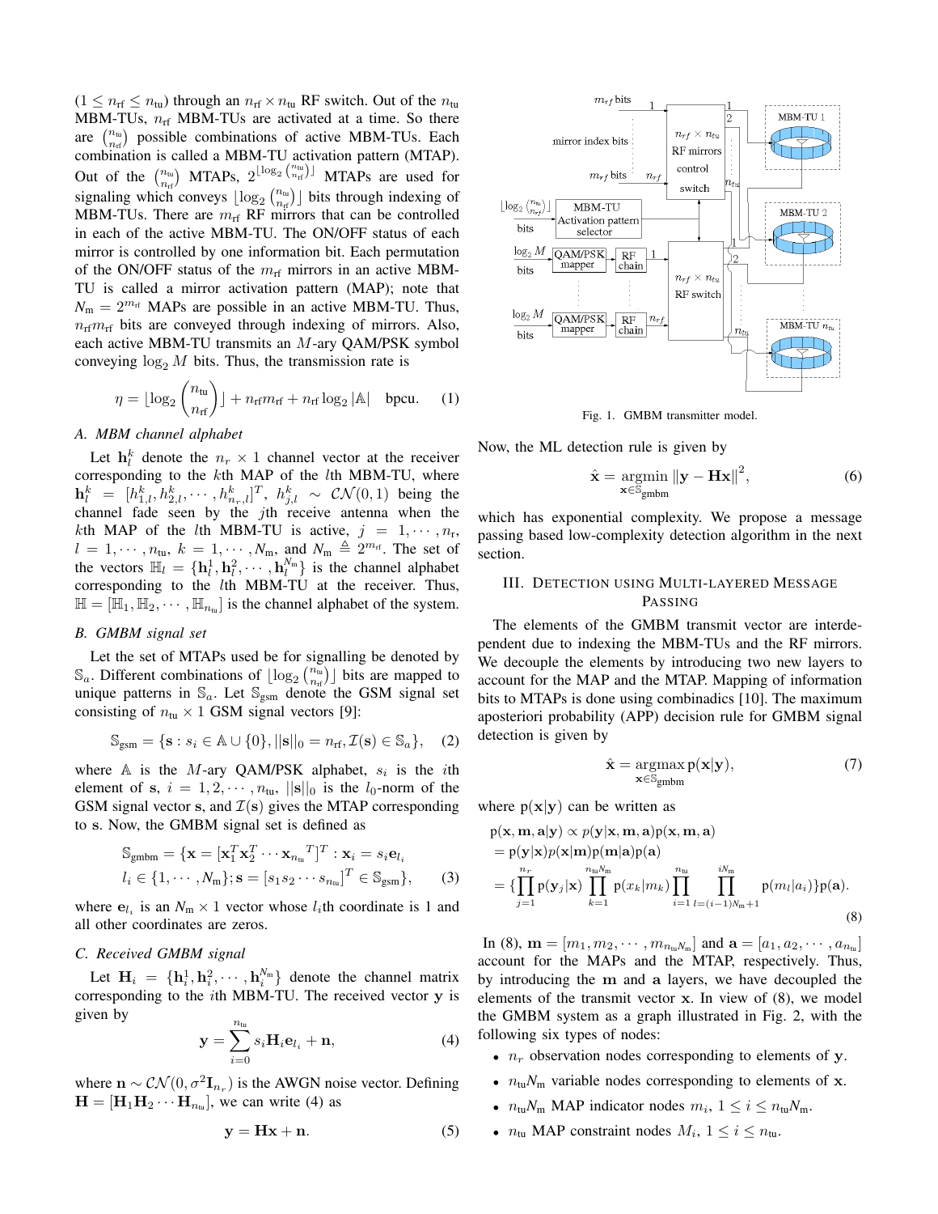$(1 \leq n_{\text{rf}} \leq n_{\text{tu}})$ through an $n_{\text{rf}} \times n_{\text{tu}}$ RF switch. Out of the $n_{\text{tu}}$ MBM-TUs, $n_{\text{rf}}$ MBM-TUs are activated at a time. So there are $\binom{n_{\text{tu}}}{n_{\text{rf}}}$ possible combinations of active MBM-TUs. Each combination is called a MBM-TU activation pattern (MTAP). Out of the $\binom{n_{\text{tu}}}{n_{\text{rf}}}$ MTAPs, $2^{\lfloor \log_2 \binom{n_{\text{tu}}}{n_{\text{rf}}} \rfloor}$ MTAPs are used for signaling which conveys $\lfloor \log_2 \binom{n_{\text{tu}}}{n_{\text{rf}}} \rfloor$ bits through indexing of MBM-TUs. There are $m_{\text{rf}}$ RF mirrors that can be controlled in each of the active MBM-TUs. The ON/OFF status of each mirror is controlled by one information bit. Each permutation of the ON/OFF status of the $m_{\text{rf}}$ mirrors in an active MBM-TU is called a mirror activation pattern (MAP); note that $N_{\text{m}} = 2^{m_{\text{rf}}}$ MAPs are possible in an active MBM-TU. Thus, $n_{\text{rf}} m_{\text{rf}}$ bits are conveyed through indexing of mirrors. Also, each active MBM-TU transmits an $M$-ary QAM/PSK symbol conveying $\log_2 M$ bits. Thus, the transmission rate is

$$\eta = \lfloor \log_2 \binom{n_{\text{tu}}}{n_{\text{rf}}} \rfloor + n_{\text{rf}} m_{\text{rf}} + n_{\text{rf}} \log_2 |\mathbb{A}| \quad \text{bpcu}. \tag{1}$$

### A. MBM channel alphabet

Let $\mathbf{h}_l^k$ denote the $n_r \times 1$ channel vector at the receiver corresponding to the $k$th MAP of the $l$th MBM-TU, where $\mathbf{h}_l^k = [h_{1,l}^k, h_{2,l}^k, \cdots, h_{n_r,l}^k]^T$, $h_{j,l}^k \sim \mathcal{CN}(0,1)$ being the channel fade seen by the $j$th receive antenna when the $k$th MAP of the $l$th MBM-TU is active, $j = 1, \cdots, n_r$, $l = 1, \cdots, n_{\text{tu}}$, $k = 1, \cdots, N_{\text{m}}$, and $N_{\text{m}} \triangleq 2^{m_{\text{rf}}}$. The set of the vectors $\mathbb{H}_l = \{\mathbf{h}_l^1, \mathbf{h}_l^2, \cdots, \mathbf{h}_l^{N_{\text{m}}}\}$ is the channel alphabet corresponding to the $l$th MBM-TU at the receiver. Thus, $\mathbb{H} = [\mathbb{H}_1, \mathbb{H}_2, \cdots, \mathbb{H}_{n_{\text{tu}}}]$ is the channel alphabet of the system.

### B. GMBM signal set

Let the set of MTAPs used be for signalling be denoted by $\mathbb{S}_a$. Different combinations of $\lfloor \log_2 \binom{n_{\text{tu}}}{n_{\text{rf}}} \rfloor$ bits are mapped to unique patterns in $\mathbb{S}_a$. Let $\mathbb{S}_{\text{gsm}}$ denote the GSM signal set consisting of $n_{\text{tu}} \times 1$ GSM signal vectors [9]:

$$\mathbb{S}_{\text{gsm}} = \{\mathbf{s} : s_i \in \mathbb{A} \cup \{0\}, ||\mathbf{s}||_0 = n_{\text{rf}}, \mathcal{I}(\mathbf{s}) \in \mathbb{S}_a\}, \tag{2}$$

where $\mathbb{A}$ is the $M$-ary QAM/PSK alphabet, $s_i$ is the $i$th element of $\mathbf{s}$, $i = 1, 2, \cdots, n_{\text{tu}}$, $||\mathbf{s}||_0$ is the $l_0$-norm of the GSM signal vector $\mathbf{s}$, and $\mathcal{I}(\mathbf{s})$ gives the MTAP corresponding to $\mathbf{s}$. Now, the GMBM signal set is defined as

$$\begin{aligned}\mathbb{S}_{\text{gmbm}} = \{&\mathbf{x} = [\mathbf{x}_1^T \mathbf{x}_2^T \cdots \mathbf{x}_{n_{\text{tu}}}{}^T]^T : \mathbf{x}_i = s_i \mathbf{e}_{l_i} \\ & l_i \in \{1, \cdots, N_{\text{m}}\}; \mathbf{s} = [s_1 s_2 \cdots s_{n_{\text{tu}}}]^T \in \mathbb{S}_{\text{gsm}}\},\end{aligned} \tag{3}$$

where $\mathbf{e}_{l_i}$ is an $N_{\text{m}} \times 1$ vector whose $l_i$th coordinate is 1 and all other coordinates are zeros.

### C. Received GMBM signal

Let $\mathbf{H}_i = \{\mathbf{h}_i^1, \mathbf{h}_i^2, \cdots, \mathbf{h}_i^{N_{\text{m}}}\}$ denote the channel matrix corresponding to the $i$th MBM-TU. The received vector $\mathbf{y}$ is given by

$$\mathbf{y} = \sum_{i=0}^{n_{\text{tu}}} s_i \mathbf{H}_i \mathbf{e}_{l_i} + \mathbf{n}, \tag{4}$$

where $\mathbf{n} \sim \mathcal{CN}(0, \sigma^2 \mathbf{I}_{n_r})$ is the AWGN noise vector. Defining $\mathbf{H} = [\mathbf{H}_1 \mathbf{H}_2 \cdots \mathbf{H}_{n_{\text{tu}}}]$, we can write (4) as

$$\mathbf{y} = \mathbf{H}\mathbf{x} + \mathbf{n}. \tag{5}$$

Fig. 1. GMBM transmitter model.

Now, the ML detection rule is given by

$$\hat{\mathbf{x}} = \underset{\mathbf{x} \in \mathbb{S}_{\text{gmbm}}}{\operatorname{argmin}} \|\mathbf{y} - \mathbf{H}\mathbf{x}\|^2, \tag{6}$$

which has exponential complexity. We propose a message passing based low-complexity detection algorithm in the next section.

## III. Detection using Multi-layered Message Passing

The elements of the GMBM transmit vector are interdependent due to indexing the MBM-TUs and the RF mirrors. We decouple the elements by introducing two new layers to account for the MAP and the MTAP. Mapping of information bits to MTAPs is done using combinadics [10]. The maximum aposteriori probability (APP) decision rule for GMBM signal detection is given by

$$\hat{\mathbf{x}} = \underset{\mathbf{x} \in \mathbb{S}_{\text{gmbm}}}{\operatorname{argmax}} \, \mathrm{p}(\mathbf{x}|\mathbf{y}), \tag{7}$$

where $\mathrm{p}(\mathbf{x}|\mathbf{y})$ can be written as

$$\begin{aligned}&\mathrm{p}(\mathbf{x}, \mathbf{m}, \mathbf{a}|\mathbf{y}) \propto p(\mathbf{y}|\mathbf{x}, \mathbf{m}, \mathbf{a}) \mathrm{p}(\mathbf{x}, \mathbf{m}, \mathbf{a}) \\ &= \mathrm{p}(\mathbf{y}|\mathbf{x}) p(\mathbf{x}|\mathbf{m}) \mathrm{p}(\mathbf{m}|\mathbf{a}) \mathrm{p}(\mathbf{a}) \\ &= \{\prod_{j=1}^{n_r} \mathrm{p}(\mathbf{y}_j|\mathbf{x}) \prod_{k=1}^{n_{\text{tu}} N_{\text{m}}} \mathrm{p}(x_k|m_k) \prod_{i=1}^{n_{\text{tu}}} \prod_{l=(i-1)N_{\text{m}}+1}^{i N_{\text{m}}} \mathrm{p}(m_l|a_i)\} \mathrm{p}(\mathbf{a}).\end{aligned} \tag{8}$$

In (8), $\mathbf{m} = [m_1, m_2, \cdots, m_{n_{\text{tu}} N_{\text{m}}}]$ and $\mathbf{a} = [a_1, a_2, \cdots, a_{n_{\text{tu}}}]$ account for the MAPs and the MTAP, respectively. Thus, by introducing the $\mathbf{m}$ and $\mathbf{a}$ layers, we have decoupled the elements of the transmit vector $\mathbf{x}$. In view of (8), we model the GMBM system as a graph illustrated in Fig. 2, with the following six types of nodes:

- $n_r$ observation nodes corresponding to elements of $\mathbf{y}$.
- $n_{\text{tu}} N_{\text{m}}$ variable nodes corresponding to elements of $\mathbf{x}$.
- $n_{\text{tu}} N_{\text{m}}$ MAP indicator nodes $m_i$, $1 \leq i \leq n_{\text{tu}} N_{\text{m}}$.
- $n_{\text{tu}}$ MAP constraint nodes $M_i$, $1 \leq i \leq n_{\text{tu}}$.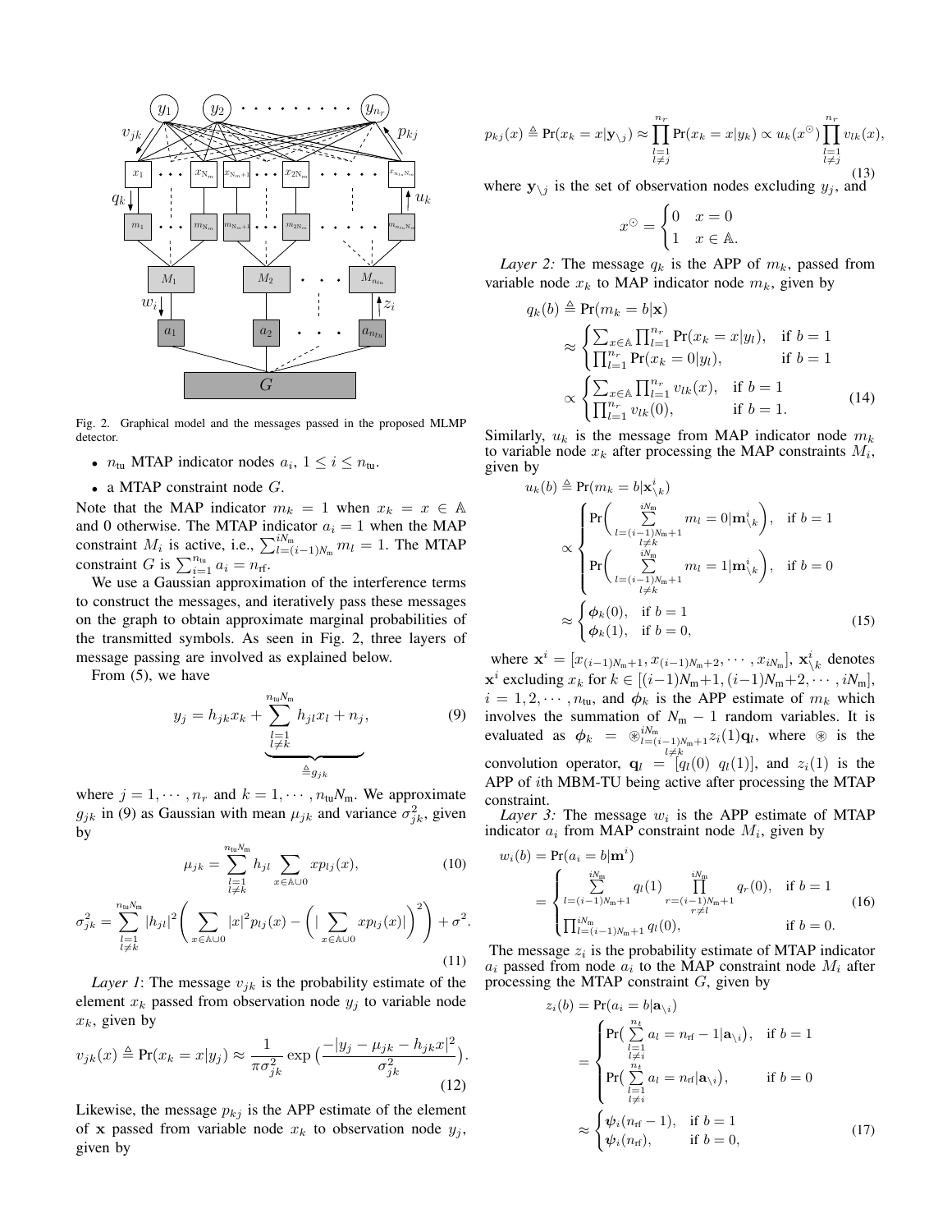Fig. 2. Graphical model and the messages passed in the proposed MLMP detector.

- $n_{\text{tu}}$ MTAP indicator nodes $a_i$, $1 \le i \le n_{\text{tu}}$.
- a MTAP constraint node $G$.

Note that the MAP indicator $m_k = 1$ when $x_k = x \in \mathbb{A}$ and 0 otherwise. The MTAP indicator $a_i = 1$ when the MAP constraint $M_i$ is active, i.e., $\sum_{l=(i-1)N_{\text{m}}}^{iN_{\text{m}}} m_l = 1$. The MTAP constraint $G$ is $\sum_{i=1}^{n_{\text{tu}}} a_i = n_{\text{rf}}$.

We use a Gaussian approximation of the interference terms to construct the messages, and iteratively pass these messages on the graph to obtain approximate marginal probabilities of the transmitted symbols. As seen in Fig. 2, three layers of message passing are involved as explained below.

From (5), we have

$$y_j = h_{jk}x_k + \underbrace{\sum_{\substack{l=1\\ l\neq k}}^{n_{\text{tu}}N_{\text{m}}} h_{jl}x_l + n_j}_{\triangleq g_{jk}}, \tag{9}$$

where $j = 1, \cdots, n_r$ and $k = 1, \cdots, n_{\text{tu}}N_{\text{m}}$. We approximate $g_{jk}$ in (9) as Gaussian with mean $\mu_{jk}$ and variance $\sigma_{jk}^2$, given by

$$\mu_{jk} = \sum_{\substack{l=1\\ l\neq k}}^{n_{\text{tu}}N_{\text{m}}} h_{jl} \sum_{x\in\mathbb{A}\cup 0} x p_{lj}(x), \tag{10}$$

$$\sigma_{jk}^2 = \sum_{\substack{l=1\\ l\neq k}}^{n_{\text{tu}}N_{\text{m}}} |h_{jl}|^2 \bigg( \sum_{x\in\mathbb{A}\cup 0} |x|^2 p_{lj}(x) - \Big( \big| \sum_{x\in\mathbb{A}\cup 0} x p_{lj}(x) \big| \Big)^2 \bigg) + \sigma^2. \tag{11}$$

*Layer 1*: The message $v_{jk}$ is the probability estimate of the element $x_k$ passed from observation node $y_j$ to variable node $x_k$, given by

$$v_{jk}(x) \triangleq \Pr(x_k = x|y_j) \approx \frac{1}{\pi\sigma_{jk}^2} \exp\big(\frac{-|y_j - \mu_{jk} - h_{jk}x|^2}{\sigma_{jk}^2}\big). \tag{12}$$

Likewise, the message $p_{kj}$ is the APP estimate of the element of $\mathbf{x}$ passed from variable node $x_k$ to observation node $y_j$, given by

$$p_{kj}(x) \triangleq \Pr(x_k = x|\mathbf{y}_{\setminus j}) \approx \prod_{\substack{l=1\\ l\neq j}}^{n_r} \Pr(x_k = x|y_k) \propto u_k(x^{\odot}) \prod_{\substack{l=1\\ l\neq j}}^{n_r} v_{lk}(x), \tag{13}$$

where $\mathbf{y}_{\setminus j}$ is the set of observation nodes excluding $y_j$, and

$$x^{\odot} = \begin{cases} 0 & x = 0 \\ 1 & x \in \mathbb{A}. \end{cases}$$

*Layer 2:* The message $q_k$ is the APP of $m_k$, passed from variable node $x_k$ to MAP indicator node $m_k$, given by

$$\begin{aligned} q_k(b) &\triangleq \Pr(m_k = b|\mathbf{x}) \\ &\approx \begin{cases} \sum_{x\in\mathbb{A}} \prod_{l=1}^{n_r} \Pr(x_k = x|y_l), & \text{if } b = 1 \\ \prod_{l=1}^{n_r} \Pr(x_k = 0|y_l), & \text{if } b = 1 \end{cases} \\ &\propto \begin{cases} \sum_{x\in\mathbb{A}} \prod_{l=1}^{n_r} v_{lk}(x), & \text{if } b = 1 \\ \prod_{l=1}^{n_r} v_{lk}(0), & \text{if } b = 1. \end{cases} \end{aligned} \tag{14}$$

Similarly, $u_k$ is the message from MAP indicator node $m_k$ to variable node $x_k$ after processing the MAP constraints $M_i$, given by

$$\begin{aligned} u_k(b) &\triangleq \Pr(m_k = b|\mathbf{x}_{\setminus k}^i) \\ &\propto \begin{cases} \Pr\Big( \sum\limits_{\substack{l=(i-1)N_{\text{m}}+1\\ l\neq k}}^{iN_{\text{m}}} m_l = 0|\mathbf{m}_{\setminus k}^i \Big), & \text{if } b = 1 \\ \Pr\Big( \sum\limits_{\substack{l=(i-1)N_{\text{m}}+1\\ l\neq k}}^{iN_{\text{m}}} m_l = 1|\mathbf{m}_{\setminus k}^i \Big), & \text{if } b = 0 \end{cases} \\ &\approx \begin{cases} \boldsymbol{\phi}_k(0), & \text{if } b = 1 \\ \boldsymbol{\phi}_k(1), & \text{if } b = 0, \end{cases} \end{aligned} \tag{15}$$

where $\mathbf{x}^i = [x_{(i-1)N_{\text{m}}+1}, x_{(i-1)N_{\text{m}}+2}, \cdots, x_{iN_{\text{m}}}]$, $\mathbf{x}_{\setminus k}^i$ denotes $\mathbf{x}^i$ excluding $x_k$ for $k \in [(i-1)N_{\text{m}}+1, (i-1)N_{\text{m}}+2, \cdots, iN_{\text{m}}]$, $i = 1, 2, \cdots, n_{\text{tu}}$, and $\boldsymbol{\phi}_k$ is the APP estimate of $m_k$ which involves the summation of $N_{\text{m}} - 1$ random variables. It is evaluated as $\boldsymbol{\phi}_k = \circledast_{\substack{l=(i-1)N_{\text{m}}+1\\ l\neq k}}^{iN_{\text{m}}} z_i(1)\mathbf{q}_l$, where $\circledast$ is the convolution operator, $\mathbf{q}_l = [q_l(0)\ q_l(1)]$, and $z_i(1)$ is the APP of $i$th MBM-TU being active after processing the MTAP constraint.

*Layer 3:* The message $w_i$ is the APP estimate of MTAP indicator $a_i$ from MAP constraint node $M_i$, given by

$$\begin{aligned} w_i(b) &= \Pr(a_i = b|\mathbf{m}^i) \\ &= \begin{cases} \sum\limits_{l=(i-1)N_{\text{m}}+1}^{iN_{\text{m}}} q_l(1) \prod\limits_{\substack{r=(i-1)N_{\text{m}}+1\\ r\neq l}}^{iN_{\text{m}}} q_r(0), & \text{if } b = 1 \\ \prod_{l=(i-1)N_{\text{m}}+1}^{iN_{\text{m}}} q_l(0), & \text{if } b = 0. \end{cases} \end{aligned} \tag{16}$$

The message $z_i$ is the probability estimate of MTAP indicator $a_i$ passed from node $a_i$ to the MAP constraint node $M_i$ after processing the MTAP constraint $G$, given by

$$\begin{aligned} z_i(b) &= \Pr(a_i = b|\mathbf{a}_{\setminus i}) \\ &= \begin{cases} \Pr\big( \sum\limits_{\substack{l=1\\ l\neq i}}^{n_t} a_l = n_{\text{rf}} - 1|\mathbf{a}_{\setminus i} \big), & \text{if } b = 1 \\ \Pr\big( \sum\limits_{\substack{l=1\\ l\neq i}}^{n_t} a_l = n_{\text{rf}}|\mathbf{a}_{\setminus i} \big), & \text{if } b = 0 \end{cases} \\ &\approx \begin{cases} \boldsymbol{\psi}_i(n_{\text{rf}} - 1), & \text{if } b = 1 \\ \boldsymbol{\psi}_i(n_{\text{rf}}), & \text{if } b = 0, \end{cases} \end{aligned} \tag{17}$$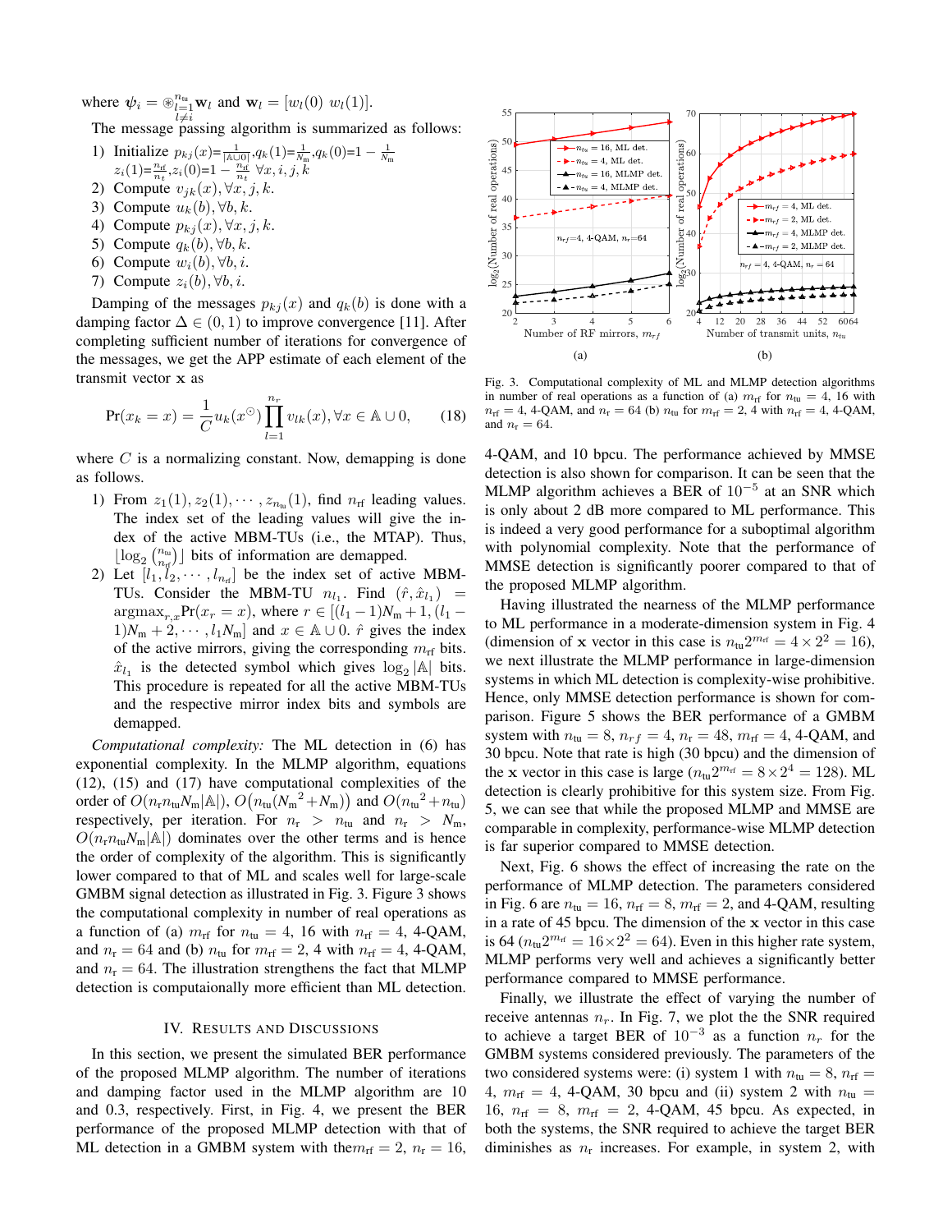where $\boldsymbol{\psi}_i = \circledast_{\substack{l=1 \\ l \neq i}}^{n_{\text{tu}}} \mathbf{w}_l$ and $\mathbf{w}_l = [w_l(0) \; w_l(1)]$.

The message passing algorithm is summarized as follows:

1) Initialize $p_{kj}(x)=\frac{1}{|\mathbb{A} \cup 0|}$,$q_k(1)=\frac{1}{N_{\text{m}}}$,$q_k(0)=1-\frac{1}{N_{\text{m}}}$ $z_i(1)=\frac{n_{\text{rf}}}{n_t}$,$z_i(0)=1-\frac{n_{\text{rf}}}{n_t}$ $\forall x, i, j, k$
2) Compute $v_{jk}(x), \forall x, j, k$.
3) Compute $u_k(b), \forall b, k$.
4) Compute $p_{kj}(x), \forall x, j, k$.
5) Compute $q_k(b), \forall b, k$.
6) Compute $w_i(b), \forall b, i$.
7) Compute $z_i(b), \forall b, i$.

Damping of the messages $p_{kj}(x)$ and $q_k(b)$ is done with a damping factor $\Delta \in (0, 1)$ to improve convergence [11]. After completing sufficient number of iterations for convergence of the messages, we get the APP estimate of each element of the transmit vector $\mathbf{x}$ as

$$\Pr(x_k = x) = \frac{1}{C} u_k(x^{\odot}) \prod_{l=1}^{n_r} v_{lk}(x), \forall x \in \mathbb{A} \cup 0, \qquad (18)$$

where $C$ is a normalizing constant. Now, demapping is done as follows.

1) From $z_1(1), z_2(1), \cdots, z_{n_{\text{tu}}}(1)$, find $n_{\text{rf}}$ leading values. The index set of the leading values will give the index of the active MBM-TUs (i.e., the MTAP). Thus, $\lfloor \log_2 \binom{n_{\text{tu}}}{n_{\text{rf}}} \rfloor$ bits of information are demapped.
2) Let $[l_1, l_2, \cdots, l_{n_{\text{rf}}}]$ be the index set of active MBM-TUs. Consider the MBM-TU $n_{l_1}$. Find $(\hat{r}, \hat{x}_{l_1}) = \text{argmax}_{r,x} \Pr(x_r = x)$, where $r \in [(l_1-1)N_{\text{m}}+1, (l_1-1)N_{\text{m}}+2, \cdots, l_1 N_{\text{m}}]$ and $x \in \mathbb{A} \cup 0$. $\hat{r}$ gives the index of the active mirrors, giving the corresponding $m_{\text{rf}}$ bits. $\hat{x}_{l_1}$ is the detected symbol which gives $\log_2 |\mathbb{A}|$ bits. This procedure is repeated for all the active MBM-TUs and the respective mirror index bits and symbols are demapped.

*Computational complexity:* The ML detection in (6) has exponential complexity. In the MLMP algorithm, equations (12), (15) and (17) have computational complexities of the order of $O(n_{\text{r}} n_{\text{tu}} N_{\text{m}} |\mathbb{A}|)$, $O\big(n_{\text{tu}}({N_{\text{m}}}^2 + N_{\text{m}})\big)$ and $O({n_{\text{tu}}}^2 + n_{\text{tu}})$ respectively, per iteration. For $n_{\text{r}} > n_{\text{tu}}$ and $n_{\text{r}} > N_{\text{m}}$, $O(n_{\text{r}} n_{\text{tu}} N_{\text{m}} |\mathbb{A}|)$ dominates over the other terms and is hence the order of complexity of the algorithm. This is significantly lower compared to that of ML and scales well for large-scale GMBM signal detection as illustrated in Fig. 3. Figure 3 shows the computational complexity in number of real operations as a function of (a) $m_{\text{rf}}$ for $n_{\text{tu}} = 4$, 16 with $n_{\text{rf}} = 4$, 4-QAM, and $n_{\text{r}} = 64$ and (b) $n_{\text{tu}}$ for $m_{\text{rf}} = 2$, 4 with $n_{\text{rf}} = 4$, 4-QAM, and $n_{\text{r}} = 64$. The illustration strengthens the fact that MLMP detection is computaionally more efficient than ML detection.

Fig. 3. Computational complexity of ML and MLMP detection algorithms in number of real operations as a function of (a) $m_{\text{rf}}$ for $n_{\text{tu}} = 4$, 16 with $n_{\text{rf}} = 4$, 4-QAM, and $n_{\text{r}} = 64$ (b) $n_{\text{tu}}$ for $m_{\text{rf}} = 2$, 4 with $n_{\text{rf}} = 4$, 4-QAM, and $n_{\text{r}} = 64$.

## IV. Results and Discussions

In this section, we present the simulated BER performance of the proposed MLMP algorithm. The number of iterations and damping factor used in the MLMP algorithm are 10 and 0.3, respectively. First, in Fig. 4, we present the BER performance of the proposed MLMP detection with that of ML detection in a GMBM system with the$m_{\text{rf}} = 2$, $n_{\text{r}} = 16$, 4-QAM, and 10 bpcu. The performance achieved by MMSE detection is also shown for comparison. It can be seen that the MLMP algorithm achieves a BER of $10^{-5}$ at an SNR which is only about 2 dB more compared to ML performance. This is indeed a very good performance for a suboptimal algorithm with polynomial complexity. Note that the performance of MMSE detection is significantly poorer compared to that of the proposed MLMP algorithm.

Having illustrated the nearness of the MLMP performance to ML performance in a moderate-dimension system in Fig. 4 (dimension of $\mathbf{x}$ vector in this case is $n_{\text{tu}} 2^{m_{\text{rf}}} = 4 \times 2^2 = 16$), we next illustrate the MLMP performance in large-dimension systems in which ML detection is complexity-wise prohibitive. Hence, only MMSE detection performance is shown for comparison. Figure 5 shows the BER performance of a GMBM system with $n_{\text{tu}} = 8$, $n_{rf} = 4$, $n_{\text{r}} = 48$, $m_{\text{rf}} = 4$, 4-QAM, and 30 bpcu. Note that rate is high (30 bpcu) and the dimension of the $\mathbf{x}$ vector in this case is large ($n_{\text{tu}} 2^{m_{\text{rf}}} = 8 \times 2^4 = 128$). ML detection is clearly prohibitive for this system size. From Fig. 5, we can see that while the proposed MLMP and MMSE are comparable in complexity, performance-wise MLMP detection is far superior compared to MMSE detection.

Next, Fig. 6 shows the effect of increasing the rate on the performance of MLMP detection. The parameters considered in Fig. 6 are $n_{\text{tu}} = 16$, $n_{\text{rf}} = 8$, $m_{\text{rf}} = 2$, and 4-QAM, resulting in a rate of 45 bpcu. The dimension of the $\mathbf{x}$ vector in this case is 64 ($n_{\text{tu}} 2^{m_{\text{rf}}} = 16 \times 2^2 = 64$). Even in this higher rate system, MLMP performs very well and achieves a significantly better performance compared to MMSE performance.

Finally, we illustrate the effect of varying the number of receive antennas $n_r$. In Fig. 7, we plot the the SNR required to achieve a target BER of $10^{-3}$ as a function $n_r$ for the GMBM systems considered previously. The parameters of the two considered systems were: (i) system 1 with $n_{\text{tu}} = 8$, $n_{\text{rf}} = 4$, $m_{\text{rf}} = 4$, 4-QAM, 30 bpcu and (ii) system 2 with $n_{\text{tu}} = 16$, $n_{\text{rf}} = 8$, $m_{\text{rf}} = 2$, 4-QAM, 45 bpcu. As expected, in both the systems, the SNR required to achieve the target BER diminishes as $n_r$ increases. For example, in system 2, with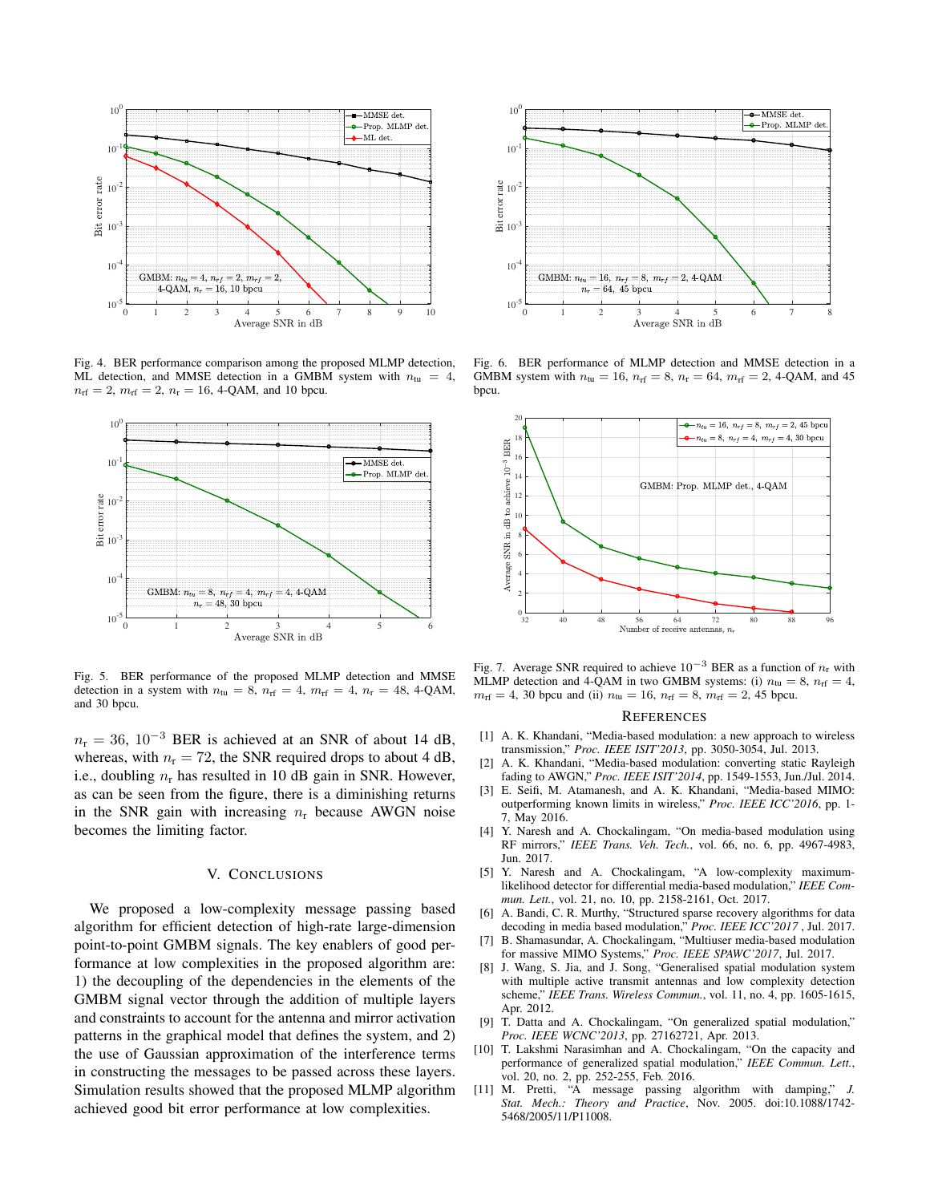10^0
10^-1
10^-2
10^-3
10^-4
10^-5
Bit error rate
0 1 2 3 4 5 6 7 8 9 10
Average SNR in dB
MMSE det.
Prop. MLMP det.
ML det.
GMBM: $n_{tu} = 4$, $n_{rf} = 2$, $m_{rf} = 2$,
4-QAM, $n_r = 16$, 10 bpcu

Fig. 4. BER performance comparison among the proposed MLMP detection, ML detection, and MMSE detection in a GMBM system with $n_{\text{tu}} = 4$, $n_{\text{rf}} = 2$, $m_{\text{rf}} = 2$, $n_{\text{r}} = 16$, 4-QAM, and 10 bpcu.

10^0
10^-1
10^-2
10^-3
10^-4
10^-5
Bit error rate
0 1 2 3 4 5 6
Average SNR in dB
MMSE det.
Prop. MLMP det.
GMBM: $n_{tu} = 8$, $n_{rf} = 4$, $m_{rf} = 4$, 4-QAM
$n_r = 48$, 30 bpcu

Fig. 5. BER performance of the proposed MLMP detection and MMSE detection in a system with $n_{\text{tu}} = 8$, $n_{\text{rf}} = 4$, $m_{\text{rf}} = 4$, $n_{\text{r}} = 48$, 4-QAM, and 30 bpcu.

$n_{\text{r}} = 36$, $10^{-3}$ BER is achieved at an SNR of about 14 dB, whereas, with $n_{\text{r}} = 72$, the SNR required drops to about 4 dB, i.e., doubling $n_{\text{r}}$ has resulted in 10 dB gain in SNR. However, as can be seen from the figure, there is a diminishing returns in the SNR gain with increasing $n_{\text{r}}$ because AWGN noise becomes the limiting factor.

## V. Conclusions

We proposed a low-complexity message passing based algorithm for efficient detection of high-rate large-dimension point-to-point GMBM signals. The key enablers of good performance at low complexities in the proposed algorithm are: 1) the decoupling of the dependencies in the elements of the GMBM signal vector through the addition of multiple layers and constraints to account for the antenna and mirror activation patterns in the graphical model that defines the system, and 2) the use of Gaussian approximation of the interference terms in constructing the messages to be passed across these layers. Simulation results showed that the proposed MLMP algorithm achieved good bit error performance at low complexities.

10^0
10^-1
10^-2
10^-3
10^-4
10^-5
Bit error rate
0 1 2 3 4 5 6 7 8
Average SNR in dB
MMSE det.
Prop. MLMP det.
GMBM: $n_{tu} = 16$, $n_{rf} = 8$, $m_{rf} = 2$, 4-QAM
$n_r = 64$, 45 bpcu

Fig. 6. BER performance of MLMP detection and MMSE detection in a GMBM system with $n_{\text{tu}} = 16$, $n_{\text{rf}} = 8$, $n_{\text{r}} = 64$, $m_{\text{rf}} = 2$, 4-QAM, and 45 bpcu.

20
18
16
14
12
10
8
6
4
2
0
Average SNR in dB to achieve $10^{-3}$ BER
32 40 48 56 64 72 80 88 96
Number of receive antennas, $n_r$
$n_{tu} = 16$, $n_{rf} = 8$, $m_{rf} = 2$, 45 bpcu
$n_{tu} = 8$, $n_{rf} = 4$, $m_{rf} = 4$, 30 bpcu
GMBM: Prop. MLMP det., 4-QAM

Fig. 7. Average SNR required to achieve $10^{-3}$ BER as a function of $n_{\text{r}}$ with MLMP detection and 4-QAM in two GMBM systems: (i) $n_{\text{tu}} = 8$, $n_{\text{rf}} = 4$, $m_{\text{rf}} = 4$, 30 bpcu and (ii) $n_{\text{tu}} = 16$, $n_{\text{rf}} = 8$, $m_{\text{rf}} = 2$, 45 bpcu.

## References

[1] A. K. Khandani, "Media-based modulation: a new approach to wireless transmission," *Proc. IEEE ISIT'2013*, pp. 3050-3054, Jul. 2013.

[2] A. K. Khandani, "Media-based modulation: converting static Rayleigh fading to AWGN," *Proc. IEEE ISIT'2014*, pp. 1549-1553, Jun./Jul. 2014.

[3] E. Seifi, M. Atamanesh, and A. K. Khandani, "Media-based MIMO: outperforming known limits in wireless," *Proc. IEEE ICC'2016*, pp. 1-7, May 2016.

[4] Y. Naresh and A. Chockalingam, "On media-based modulation using RF mirrors," *IEEE Trans. Veh. Tech.*, vol. 66, no. 6, pp. 4967-4983, Jun. 2017.

[5] Y. Naresh and A. Chockalingam, "A low-complexity maximum-likelihood detector for differential media-based modulation," *IEEE Commun. Lett.*, vol. 21, no. 10, pp. 2158-2161, Oct. 2017.

[6] A. Bandi, C. R. Murthy, "Structured sparse recovery algorithms for data decoding in media based modulation," *Proc. IEEE ICC'2017* , Jul. 2017.

[7] B. Shamasundar, A. Chockalingam, "Multiuser media-based modulation for massive MIMO Systems," *Proc. IEEE SPAWC'2017*, Jul. 2017.

[8] J. Wang, S. Jia, and J. Song, "Generalised spatial modulation system with multiple active transmit antennas and low complexity detection scheme," *IEEE Trans. Wireless Commun.*, vol. 11, no. 4, pp. 1605-1615, Apr. 2012.

[9] T. Datta and A. Chockalingam, "On generalized spatial modulation," *Proc. IEEE WCNC'2013*, pp. 27162721, Apr. 2013.

[10] T. Lakshmi Narasimhan and A. Chockalingam, "On the capacity and performance of generalized spatial modulation," *IEEE Commun. Lett.*, vol. 20, no. 2, pp. 252-255, Feb. 2016.

[11] M. Pretti, "A message passing algorithm with damping," *J. Stat. Mech.: Theory and Practice*, Nov. 2005. doi:10.1088/1742-5468/2005/11/P11008.